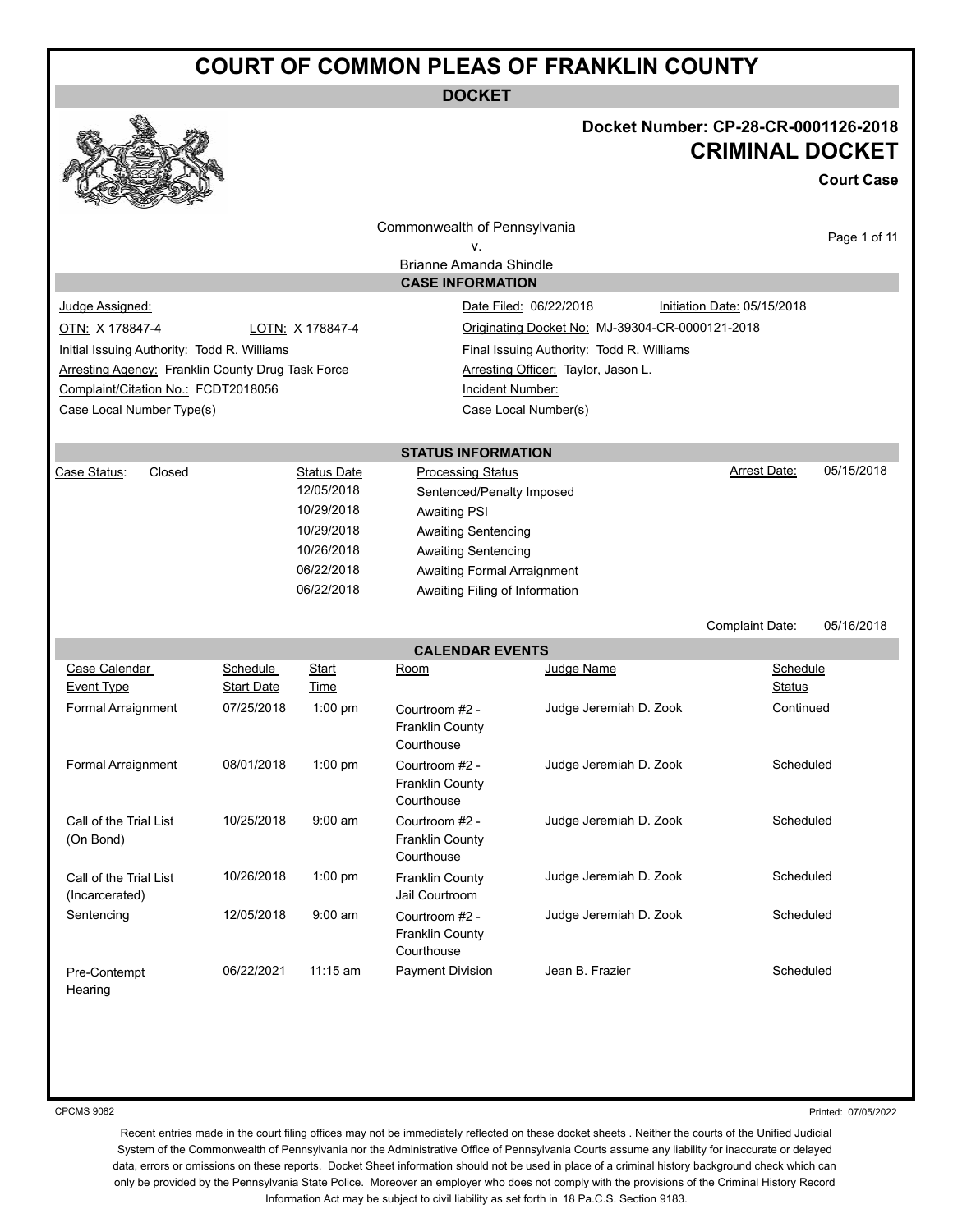# COURT OF COMMON PLEAS OF FRANKLIN COUNTY

## DOCKET

**Docket Number: CP-28-CR-0001126-2018**

## CRIMINAL DOCKET

**Court Case**

Commonwealth of Pennsylvania
v.
Brianne Amanda Shindle

### CASE INFORMATION

| | | | |
|---|---|---|---|
| Judge Assigned: | | Date Filed: 06/22/2018 | Initiation Date: 05/15/2018 |
| OTN: X 178847-4 | LOTN: X 178847-4 | Originating Docket No: MJ-39304-CR-0000121-2018 | |
| Initial Issuing Authority: Todd R. Williams | | Final Issuing Authority: Todd R. Williams | |
| Arresting Agency: Franklin County Drug Task Force | | Arresting Officer: Taylor, Jason L. | |
| Complaint/Citation No.: FCDT2018056 | | Incident Number: | |
| Case Local Number Type(s) | | Case Local Number(s) | |

### STATUS INFORMATION

Case Status: Closed

Arrest Date: 05/15/2018

| Status Date | Processing Status |
|---|---|
| 12/05/2018 | Sentenced/Penalty Imposed |
| 10/29/2018 | Awaiting PSI |
| 10/29/2018 | Awaiting Sentencing |
| 10/26/2018 | Awaiting Sentencing |
| 06/22/2018 | Awaiting Formal Arraignment |
| 06/22/2018 | Awaiting Filing of Information |

Complaint Date: 05/16/2018

### CALENDAR EVENTS

| Case Calendar Event Type | Schedule Start Date | Start Time | Room | Judge Name | Schedule Status |
|---|---|---|---|---|---|
| Formal Arraignment | 07/25/2018 | 1:00 pm | Courtroom #2 - Franklin County Courthouse | Judge Jeremiah D. Zook | Continued |
| Formal Arraignment | 08/01/2018 | 1:00 pm | Courtroom #2 - Franklin County Courthouse | Judge Jeremiah D. Zook | Scheduled |
| Call of the Trial List (On Bond) | 10/25/2018 | 9:00 am | Courtroom #2 - Franklin County Courthouse | Judge Jeremiah D. Zook | Scheduled |
| Call of the Trial List (Incarcerated) | 10/26/2018 | 1:00 pm | Franklin County Jail Courtroom | Judge Jeremiah D. Zook | Scheduled |
| Sentencing | 12/05/2018 | 9:00 am | Courtroom #2 - Franklin County Courthouse | Judge Jeremiah D. Zook | Scheduled |
| Pre-Contempt Hearing | 06/22/2021 | 11:15 am | Payment Division | Jean B. Frazier | Scheduled |

CPCMS 9082

Printed: 07/05/2022

Recent entries made in the court filing offices may not be immediately reflected on these docket sheets . Neither the courts of the Unified Judicial System of the Commonwealth of Pennsylvania nor the Administrative Office of Pennsylvania Courts assume any liability for inaccurate or delayed data, errors or omissions on these reports. Docket Sheet information should not be used in place of a criminal history background check which can only be provided by the Pennsylvania State Police. Moreover an employer who does not comply with the provisions of the Criminal History Record Information Act may be subject to civil liability as set forth in 18 Pa.C.S. Section 9183.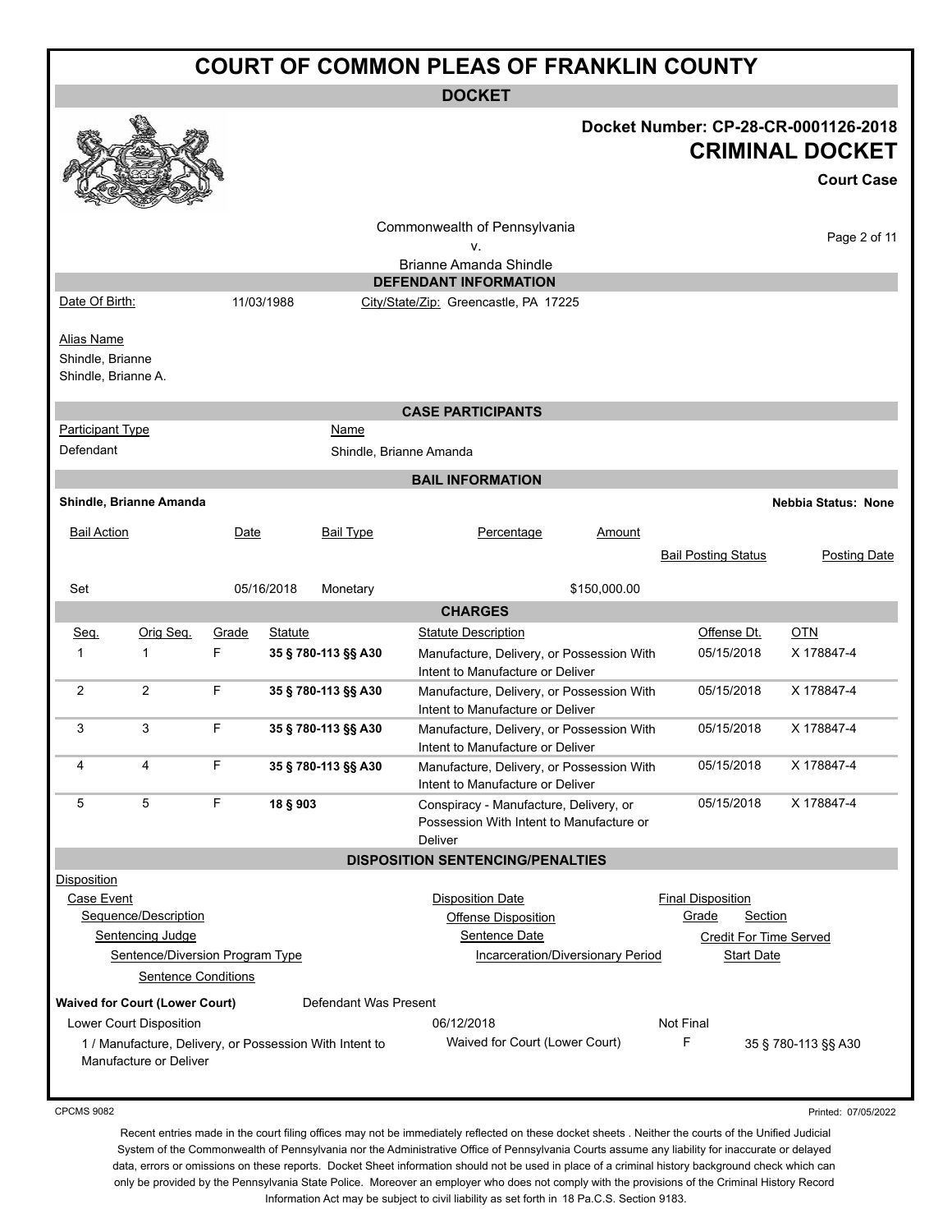# COURT OF COMMON PLEAS OF FRANKLIN COUNTY

**DOCKET**

**Docket Number: CP-28-CR-0001126-2018**

**CRIMINAL DOCKET**

**Court Case**

Commonwealth of Pennsylvania
v.
Brianne Amanda Shindle

## DEFENDANT INFORMATION

Date Of Birth: 11/03/1988 City/State/Zip: Greencastle, PA 17225

Alias Name
Shindle, Brianne
Shindle, Brianne A.

## CASE PARTICIPANTS

| Participant Type | Name |
|---|---|
| Defendant | Shindle, Brianne Amanda |

## BAIL INFORMATION

**Shindle, Brianne Amanda** **Nebbia Status: None**

| Bail Action | Date | Bail Type | Percentage | Amount | Bail Posting Status | Posting Date |
|---|---|---|---|---|---|---|
| Set | 05/16/2018 | Monetary | | $150,000.00 | | |

## CHARGES

| Seq. | Orig Seq. | Grade | Statute | Statute Description | Offense Dt. | OTN |
|---|---|---|---|---|---|---|
| 1 | 1 | F | **35 § 780-113 §§ A30** | Manufacture, Delivery, or Possession With Intent to Manufacture or Deliver | 05/15/2018 | X 178847-4 |
| 2 | 2 | F | **35 § 780-113 §§ A30** | Manufacture, Delivery, or Possession With Intent to Manufacture or Deliver | 05/15/2018 | X 178847-4 |
| 3 | 3 | F | **35 § 780-113 §§ A30** | Manufacture, Delivery, or Possession With Intent to Manufacture or Deliver | 05/15/2018 | X 178847-4 |
| 4 | 4 | F | **35 § 780-113 §§ A30** | Manufacture, Delivery, or Possession With Intent to Manufacture or Deliver | 05/15/2018 | X 178847-4 |
| 5 | 5 | F | **18 § 903** | Conspiracy - Manufacture, Delivery, or Possession With Intent to Manufacture or Deliver | 05/15/2018 | X 178847-4 |

## DISPOSITION SENTENCING/PENALTIES

Disposition
- Case Event — Disposition Date — Final Disposition
  - Sequence/Description — Offense Disposition — Grade — Section
    - Sentencing Judge — Sentence Date — Credit For Time Served
      - Sentence/Diversion Program Type — Incarceration/Diversionary Period — Start Date
        - Sentence Conditions

**Waived for Court (Lower Court)** Defendant Was Present

Lower Court Disposition 06/12/2018 Not Final

1 / Manufacture, Delivery, or Possession With Intent to Manufacture or Deliver — Waived for Court (Lower Court) — F — 35 § 780-113 §§ A30

CPCMS 9082 Printed: 07/05/2022

Recent entries made in the court filing offices may not be immediately reflected on these docket sheets . Neither the courts of the Unified Judicial System of the Commonwealth of Pennsylvania nor the Administrative Office of Pennsylvania Courts assume any liability for inaccurate or delayed data, errors or omissions on these reports. Docket Sheet information should not be used in place of a criminal history background check which can only be provided by the Pennsylvania State Police. Moreover an employer who does not comply with the provisions of the Criminal History Record Information Act may be subject to civil liability as set forth in 18 Pa.C.S. Section 9183.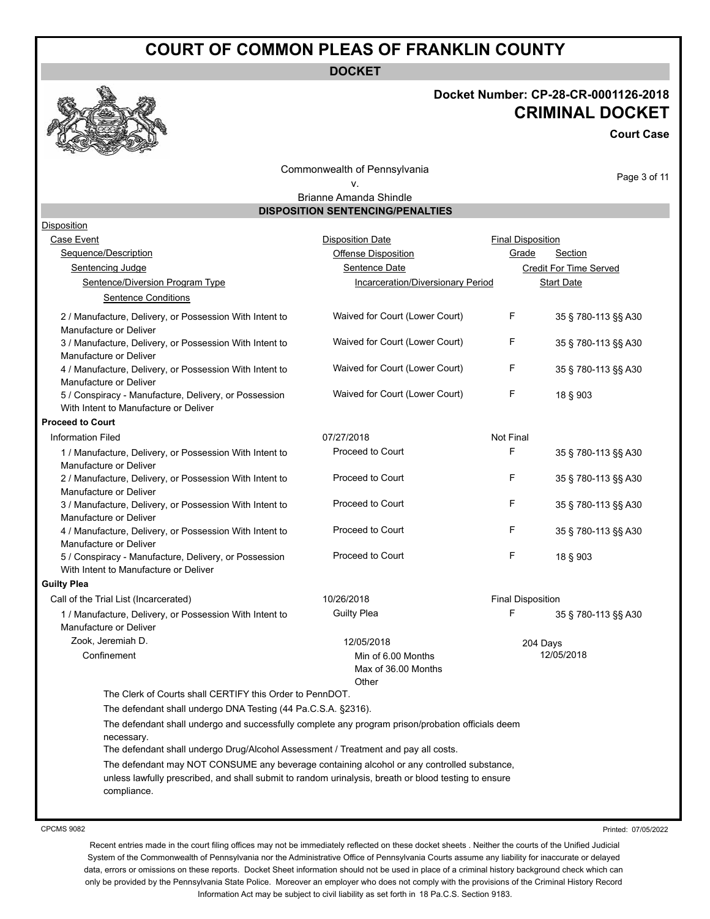# COURT OF COMMON PLEAS OF FRANKLIN COUNTY

**DOCKET**

**Docket Number: CP-28-CR-0001126-2018**

## CRIMINAL DOCKET

**Court Case**

Commonwealth of Pennsylvania
v.
Brianne Amanda Shindle

### DISPOSITION SENTENCING/PENALTIES

| Disposition | | | |
|---|---|---|---|
| Case Event | Disposition Date | Final Disposition | |
| Sequence/Description | Offense Disposition | Grade | Section |
| Sentencing Judge | Sentence Date | Credit For Time Served | |
| Sentence/Diversion Program Type | Incarceration/Diversionary Period | Start Date | |
| Sentence Conditions | | | |
| 2 / Manufacture, Delivery, or Possession With Intent to Manufacture or Deliver | Waived for Court (Lower Court) | F | 35 § 780-113 §§ A30 |
| 3 / Manufacture, Delivery, or Possession With Intent to Manufacture or Deliver | Waived for Court (Lower Court) | F | 35 § 780-113 §§ A30 |
| 4 / Manufacture, Delivery, or Possession With Intent to Manufacture or Deliver | Waived for Court (Lower Court) | F | 35 § 780-113 §§ A30 |
| 5 / Conspiracy - Manufacture, Delivery, or Possession With Intent to Manufacture or Deliver | Waived for Court (Lower Court) | F | 18 § 903 |
| **Proceed to Court** | | | |
| Information Filed | 07/27/2018 | Not Final | |
| 1 / Manufacture, Delivery, or Possession With Intent to Manufacture or Deliver | Proceed to Court | F | 35 § 780-113 §§ A30 |
| 2 / Manufacture, Delivery, or Possession With Intent to Manufacture or Deliver | Proceed to Court | F | 35 § 780-113 §§ A30 |
| 3 / Manufacture, Delivery, or Possession With Intent to Manufacture or Deliver | Proceed to Court | F | 35 § 780-113 §§ A30 |
| 4 / Manufacture, Delivery, or Possession With Intent to Manufacture or Deliver | Proceed to Court | F | 35 § 780-113 §§ A30 |
| 5 / Conspiracy - Manufacture, Delivery, or Possession With Intent to Manufacture or Deliver | Proceed to Court | F | 18 § 903 |
| **Guilty Plea** | | | |
| Call of the Trial List (Incarcerated) | 10/26/2018 | Final Disposition | |
| 1 / Manufacture, Delivery, or Possession With Intent to Manufacture or Deliver | Guilty Plea | F | 35 § 780-113 §§ A30 |
| Zook, Jeremiah D. | 12/05/2018 | 204 Days | |
| Confinement | Min of 6.00 Months<br>Max of 36.00 Months<br>Other | 12/05/2018 | |

The Clerk of Courts shall CERTIFY this Order to PennDOT.

The defendant shall undergo DNA Testing (44 Pa.C.S.A. §2316).

The defendant shall undergo and successfully complete any program prison/probation officials deem necessary.

The defendant shall undergo Drug/Alcohol Assessment / Treatment and pay all costs.

The defendant may NOT CONSUME any beverage containing alcohol or any controlled substance, unless lawfully prescribed, and shall submit to random urinalysis, breath or blood testing to ensure compliance.

CPCMS 9082 Printed: 07/05/2022

Recent entries made in the court filing offices may not be immediately reflected on these docket sheets . Neither the courts of the Unified Judicial System of the Commonwealth of Pennsylvania nor the Administrative Office of Pennsylvania Courts assume any liability for inaccurate or delayed data, errors or omissions on these reports. Docket Sheet information should not be used in place of a criminal history background check which can only be provided by the Pennsylvania State Police. Moreover an employer who does not comply with the provisions of the Criminal History Record Information Act may be subject to civil liability as set forth in 18 Pa.C.S. Section 9183.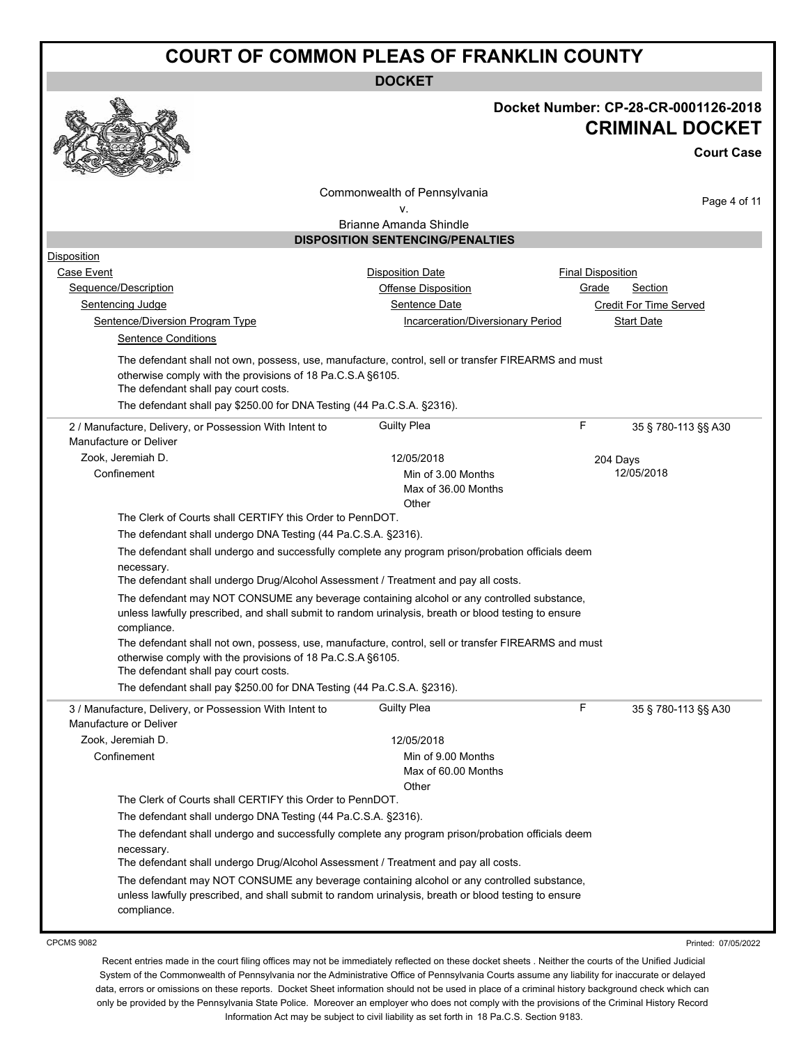# COURT OF COMMON PLEAS OF FRANKLIN COUNTY

**DOCKET**

**Docket Number: CP-28-CR-0001126-2018**

## CRIMINAL DOCKET

**Court Case**

Commonwealth of Pennsylvania
v.
Brianne Amanda Shindle

### DISPOSITION SENTENCING/PENALTIES

| Disposition | | | |
|---|---|---|---|
| Case Event | Disposition Date | Final Disposition | |
| Sequence/Description | Offense Disposition | Grade | Section |
| Sentencing Judge | Sentence Date | Credit For Time Served | |
| Sentence/Diversion Program Type | Incarceration/Diversionary Period | Start Date | |
| Sentence Conditions | | | |

The defendant shall not own, possess, use, manufacture, control, sell or transfer FIREARMS and must otherwise comply with the provisions of 18 Pa.C.S.A §6105.
The defendant shall pay court costs.
The defendant shall pay $250.00 for DNA Testing (44 Pa.C.S.A. §2316).

---

| | | | |
|---|---|---|---|
| 2 / Manufacture, Delivery, or Possession With Intent to Manufacture or Deliver | Guilty Plea | F | 35 § 780-113 §§ A30 |
| Zook, Jeremiah D. | 12/05/2018 | 204 Days | |
| Confinement | Min of 3.00 Months<br>Max of 36.00 Months<br>Other | 12/05/2018 | |

The Clerk of Courts shall CERTIFY this Order to PennDOT.
The defendant shall undergo DNA Testing (44 Pa.C.S.A. §2316).
The defendant shall undergo and successfully complete any program prison/probation officials deem necessary.
The defendant shall undergo Drug/Alcohol Assessment / Treatment and pay all costs.
The defendant may NOT CONSUME any beverage containing alcohol or any controlled substance, unless lawfully prescribed, and shall submit to random urinalysis, breath or blood testing to ensure compliance.
The defendant shall not own, possess, use, manufacture, control, sell or transfer FIREARMS and must otherwise comply with the provisions of 18 Pa.C.S.A §6105.
The defendant shall pay court costs.
The defendant shall pay $250.00 for DNA Testing (44 Pa.C.S.A. §2316).

---

| | | | |
|---|---|---|---|
| 3 / Manufacture, Delivery, or Possession With Intent to Manufacture or Deliver | Guilty Plea | F | 35 § 780-113 §§ A30 |
| Zook, Jeremiah D. | 12/05/2018 | | |
| Confinement | Min of 9.00 Months<br>Max of 60.00 Months<br>Other | | |

The Clerk of Courts shall CERTIFY this Order to PennDOT.
The defendant shall undergo DNA Testing (44 Pa.C.S.A. §2316).
The defendant shall undergo and successfully complete any program prison/probation officials deem necessary.
The defendant shall undergo Drug/Alcohol Assessment / Treatment and pay all costs.
The defendant may NOT CONSUME any beverage containing alcohol or any controlled substance, unless lawfully prescribed, and shall submit to random urinalysis, breath or blood testing to ensure compliance.

CPCMS 9082 Printed: 07/05/2022

Recent entries made in the court filing offices may not be immediately reflected on these docket sheets . Neither the courts of the Unified Judicial System of the Commonwealth of Pennsylvania nor the Administrative Office of Pennsylvania Courts assume any liability for inaccurate or delayed data, errors or omissions on these reports. Docket Sheet information should not be used in place of a criminal history background check which can only be provided by the Pennsylvania State Police. Moreover an employer who does not comply with the provisions of the Criminal History Record Information Act may be subject to civil liability as set forth in 18 Pa.C.S. Section 9183.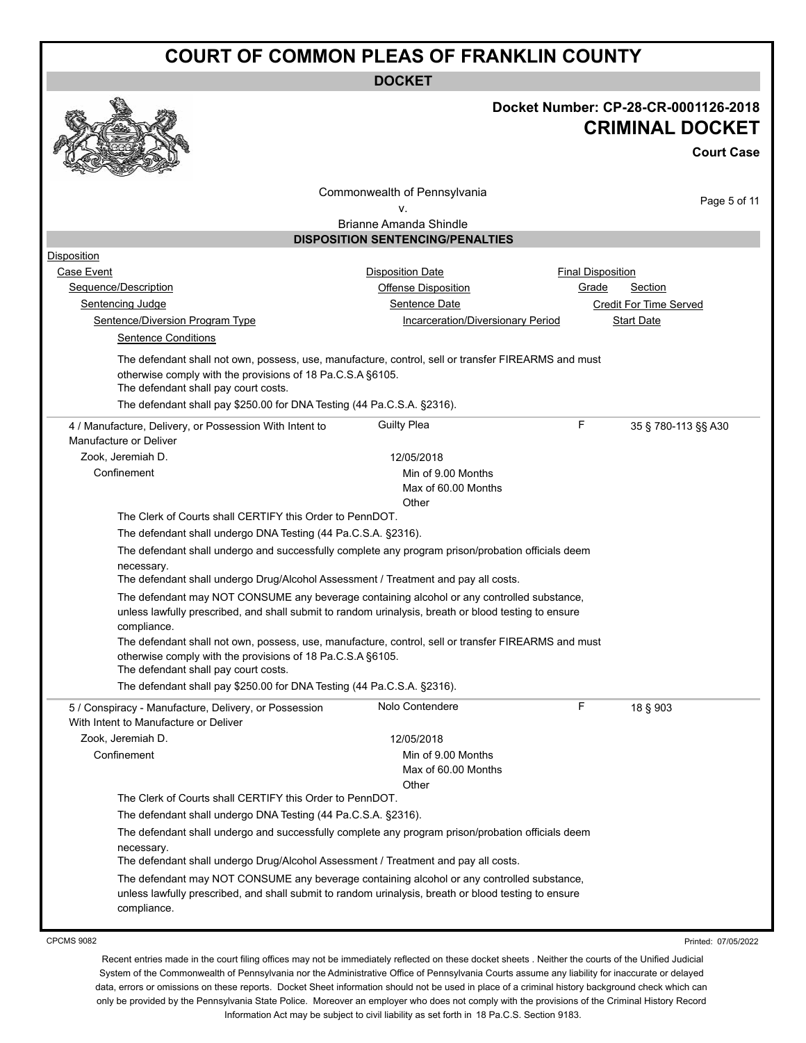# COURT OF COMMON PLEAS OF FRANKLIN COUNTY

**DOCKET**

**Docket Number: CP-28-CR-0001126-2018**

## CRIMINAL DOCKET

**Court Case**

Commonwealth of Pennsylvania
v.
Brianne Amanda Shindle

### DISPOSITION SENTENCING/PENALTIES

Disposition
- Case Event — Disposition Date — Final Disposition
  - Sequence/Description — Offense Disposition — Grade — Section
    - Sentencing Judge — Sentence Date — Credit For Time Served
      - Sentence/Diversion Program Type — Incarceration/Diversionary Period — Start Date
        - Sentence Conditions

The defendant shall not own, possess, use, manufacture, control, sell or transfer FIREARMS and must otherwise comply with the provisions of 18 Pa.C.S.A §6105.
The defendant shall pay court costs.
The defendant shall pay $250.00 for DNA Testing (44 Pa.C.S.A. §2316).

---

| Sequence/Description | Offense Disposition | Grade | Section |
|---|---|---|---|
| 4 / Manufacture, Delivery, or Possession With Intent to Manufacture or Deliver | Guilty Plea | F | 35 § 780-113 §§ A30 |

Zook, Jeremiah D. — 12/05/2018

Confinement — Min of 9.00 Months, Max of 60.00 Months, Other

The Clerk of Courts shall CERTIFY this Order to PennDOT.

The defendant shall undergo DNA Testing (44 Pa.C.S.A. §2316).

The defendant shall undergo and successfully complete any program prison/probation officials deem necessary.
The defendant shall undergo Drug/Alcohol Assessment / Treatment and pay all costs.

The defendant may NOT CONSUME any beverage containing alcohol or any controlled substance, unless lawfully prescribed, and shall submit to random urinalysis, breath or blood testing to ensure compliance.
The defendant shall not own, possess, use, manufacture, control, sell or transfer FIREARMS and must otherwise comply with the provisions of 18 Pa.C.S.A §6105.
The defendant shall pay court costs.

The defendant shall pay $250.00 for DNA Testing (44 Pa.C.S.A. §2316).

---

| Sequence/Description | Offense Disposition | Grade | Section |
|---|---|---|---|
| 5 / Conspiracy - Manufacture, Delivery, or Possession With Intent to Manufacture or Deliver | Nolo Contendere | F | 18 § 903 |

Zook, Jeremiah D. — 12/05/2018

Confinement — Min of 9.00 Months, Max of 60.00 Months, Other

The Clerk of Courts shall CERTIFY this Order to PennDOT.

The defendant shall undergo DNA Testing (44 Pa.C.S.A. §2316).

The defendant shall undergo and successfully complete any program prison/probation officials deem necessary.
The defendant shall undergo Drug/Alcohol Assessment / Treatment and pay all costs.

The defendant may NOT CONSUME any beverage containing alcohol or any controlled substance, unless lawfully prescribed, and shall submit to random urinalysis, breath or blood testing to ensure compliance.

CPCMS 9082 — Printed: 07/05/2022

Recent entries made in the court filing offices may not be immediately reflected on these docket sheets . Neither the courts of the Unified Judicial System of the Commonwealth of Pennsylvania nor the Administrative Office of Pennsylvania Courts assume any liability for inaccurate or delayed data, errors or omissions on these reports. Docket Sheet information should not be used in place of a criminal history background check which can only be provided by the Pennsylvania State Police. Moreover an employer who does not comply with the provisions of the Criminal History Record Information Act may be subject to civil liability as set forth in 18 Pa.C.S. Section 9183.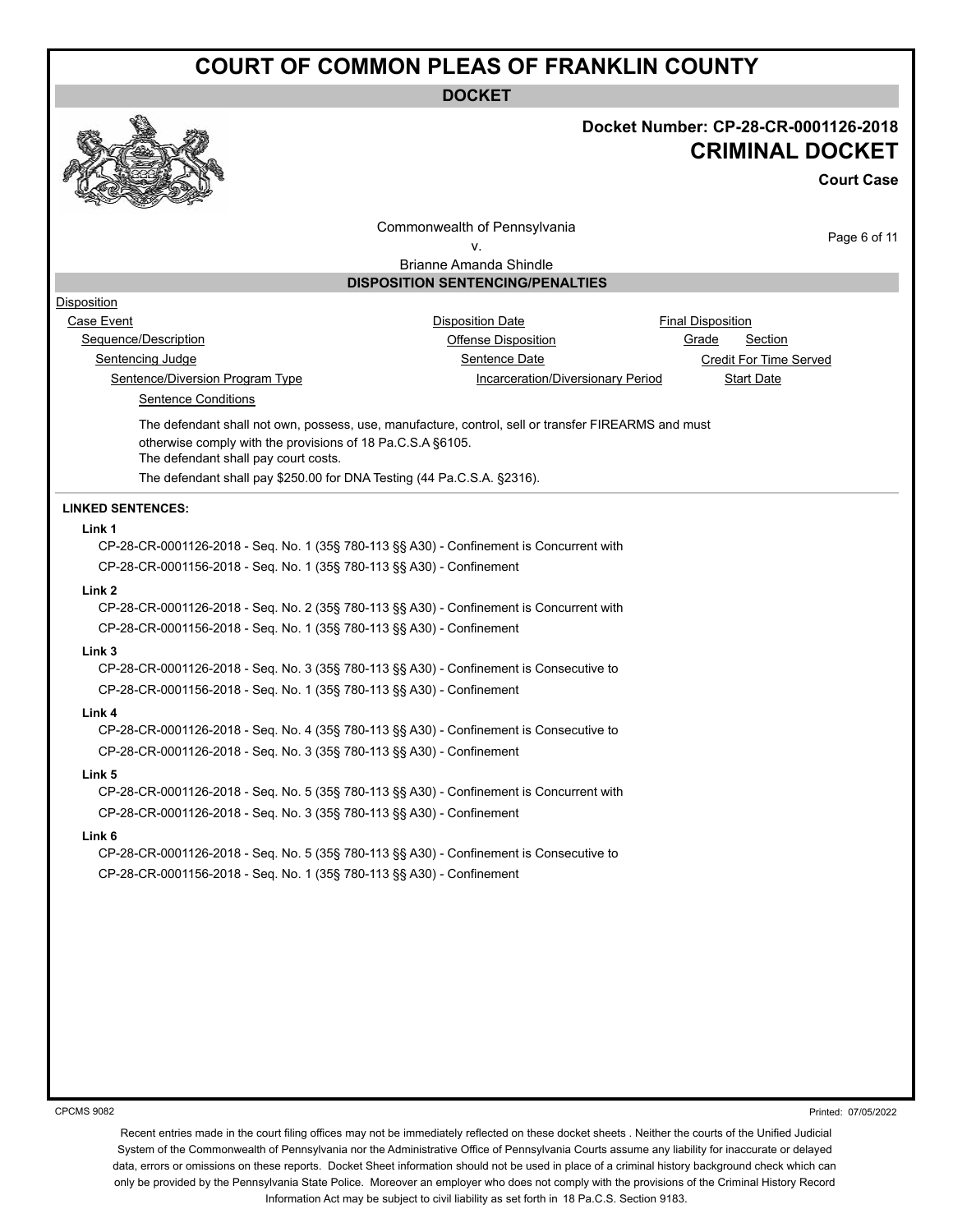# COURT OF COMMON PLEAS OF FRANKLIN COUNTY

**DOCKET**

**Docket Number: CP-28-CR-0001126-2018**

## CRIMINAL DOCKET

**Court Case**

Commonwealth of Pennsylvania
v.
Brianne Amanda Shindle

### DISPOSITION SENTENCING/PENALTIES

Disposition
- Case Event — Disposition Date — Final Disposition
  - Sequence/Description — Offense Disposition — Grade — Section
    - Sentencing Judge — Sentence Date — Credit For Time Served
      - Sentence/Diversion Program Type — Incarceration/Diversionary Period — Start Date
        - Sentence Conditions

The defendant shall not own, possess, use, manufacture, control, sell or transfer FIREARMS and must otherwise comply with the provisions of 18 Pa.C.S.A §6105.
The defendant shall pay court costs.
The defendant shall pay $250.00 for DNA Testing (44 Pa.C.S.A. §2316).

**LINKED SENTENCES:**

**Link 1**
CP-28-CR-0001126-2018 - Seq. No. 1 (35§ 780-113 §§ A30) - Confinement is Concurrent with
CP-28-CR-0001156-2018 - Seq. No. 1 (35§ 780-113 §§ A30) - Confinement

**Link 2**
CP-28-CR-0001126-2018 - Seq. No. 2 (35§ 780-113 §§ A30) - Confinement is Concurrent with
CP-28-CR-0001156-2018 - Seq. No. 1 (35§ 780-113 §§ A30) - Confinement

**Link 3**
CP-28-CR-0001126-2018 - Seq. No. 3 (35§ 780-113 §§ A30) - Confinement is Consecutive to
CP-28-CR-0001156-2018 - Seq. No. 1 (35§ 780-113 §§ A30) - Confinement

**Link 4**
CP-28-CR-0001126-2018 - Seq. No. 4 (35§ 780-113 §§ A30) - Confinement is Consecutive to
CP-28-CR-0001126-2018 - Seq. No. 3 (35§ 780-113 §§ A30) - Confinement

**Link 5**
CP-28-CR-0001126-2018 - Seq. No. 5 (35§ 780-113 §§ A30) - Confinement is Concurrent with
CP-28-CR-0001126-2018 - Seq. No. 3 (35§ 780-113 §§ A30) - Confinement

**Link 6**
CP-28-CR-0001126-2018 - Seq. No. 5 (35§ 780-113 §§ A30) - Confinement is Consecutive to
CP-28-CR-0001156-2018 - Seq. No. 1 (35§ 780-113 §§ A30) - Confinement

CPCMS 9082 Printed: 07/05/2022

Recent entries made in the court filing offices may not be immediately reflected on these docket sheets . Neither the courts of the Unified Judicial System of the Commonwealth of Pennsylvania nor the Administrative Office of Pennsylvania Courts assume any liability for inaccurate or delayed data, errors or omissions on these reports. Docket Sheet information should not be used in place of a criminal history background check which can only be provided by the Pennsylvania State Police. Moreover an employer who does not comply with the provisions of the Criminal History Record Information Act may be subject to civil liability as set forth in 18 Pa.C.S. Section 9183.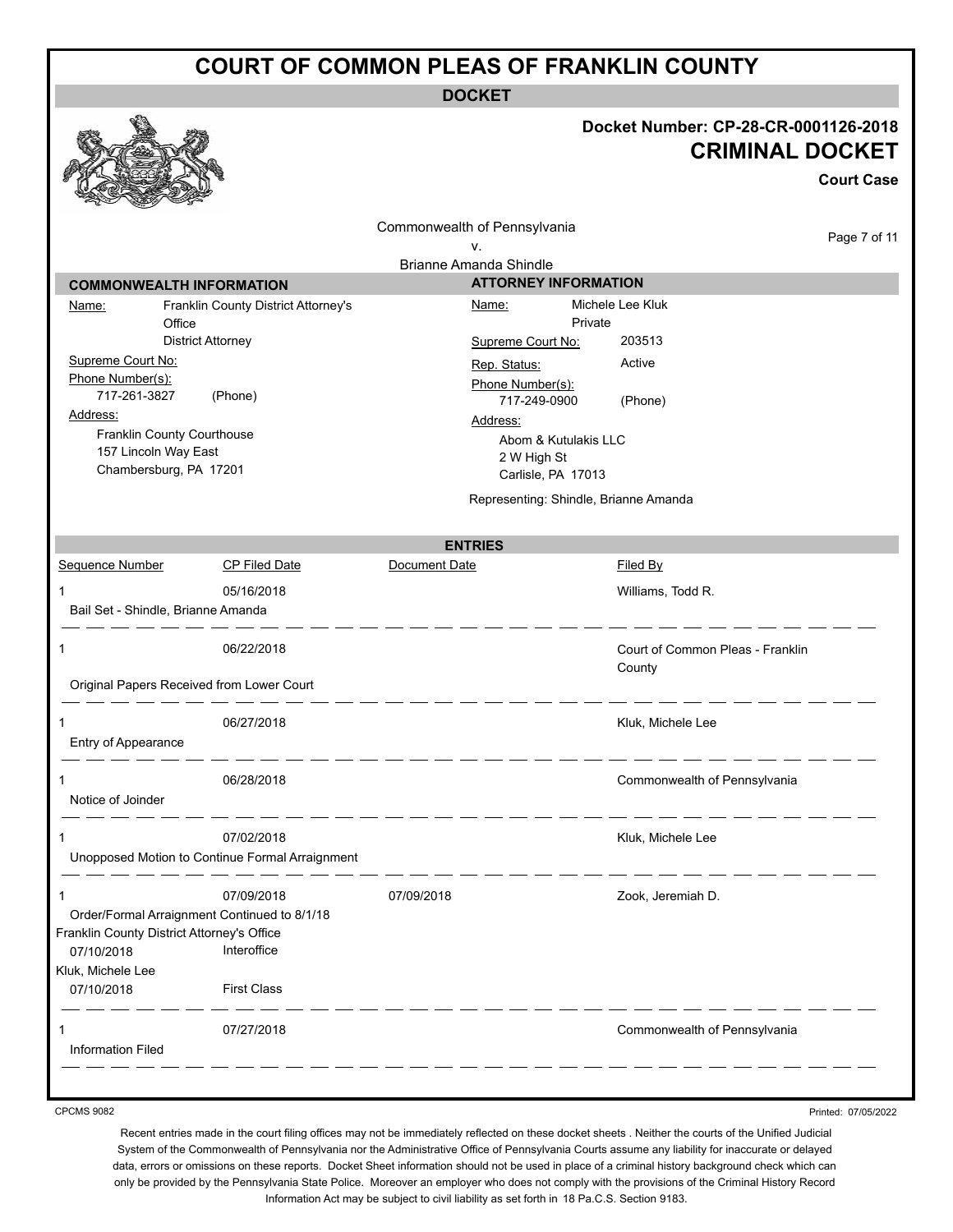# COURT OF COMMON PLEAS OF FRANKLIN COUNTY

## DOCKET

**Docket Number: CP-28-CR-0001126-2018**

**CRIMINAL DOCKET**

**Court Case**

Commonwealth of Pennsylvania
v.
Brianne Amanda Shindle

### COMMONWEALTH INFORMATION

Name: Franklin County District Attorney's Office
District Attorney

Supreme Court No:

Phone Number(s):
717-261-3827 (Phone)

Address:
Franklin County Courthouse
157 Lincoln Way East
Chambersburg, PA 17201

### ATTORNEY INFORMATION

Name: Michele Lee Kluk
Private

Supreme Court No: 203513

Rep. Status: Active

Phone Number(s):
717-249-0900 (Phone)

Address:
Abom & Kutulakis LLC
2 W High St
Carlisle, PA 17013

Representing: Shindle, Brianne Amanda

### ENTRIES

| Sequence Number | CP Filed Date | Document Date | Filed By |
|---|---|---|---|
| 1 | 05/16/2018 | | Williams, Todd R. |
| Bail Set - Shindle, Brianne Amanda | | | |
| 1 | 06/22/2018 | | Court of Common Pleas - Franklin County |
| Original Papers Received from Lower Court | | | |
| 1 | 06/27/2018 | | Kluk, Michele Lee |
| Entry of Appearance | | | |
| 1 | 06/28/2018 | | Commonwealth of Pennsylvania |
| Notice of Joinder | | | |
| 1 | 07/02/2018 | | Kluk, Michele Lee |
| Unopposed Motion to Continue Formal Arraignment | | | |
| 1 | 07/09/2018 | 07/09/2018 | Zook, Jeremiah D. |
| Order/Formal Arraignment Continued to 8/1/18 | | | |
| Franklin County District Attorney's Office | | | |
| 07/10/2018 | Interoffice | | |
| Kluk, Michele Lee | | | |
| 07/10/2018 | First Class | | |
| 1 | 07/27/2018 | | Commonwealth of Pennsylvania |
| Information Filed | | | |

CPCMS 9082

Printed: 07/05/2022

Recent entries made in the court filing offices may not be immediately reflected on these docket sheets . Neither the courts of the Unified Judicial System of the Commonwealth of Pennsylvania nor the Administrative Office of Pennsylvania Courts assume any liability for inaccurate or delayed data, errors or omissions on these reports. Docket Sheet information should not be used in place of a criminal history background check which can only be provided by the Pennsylvania State Police. Moreover an employer who does not comply with the provisions of the Criminal History Record Information Act may be subject to civil liability as set forth in 18 Pa.C.S. Section 9183.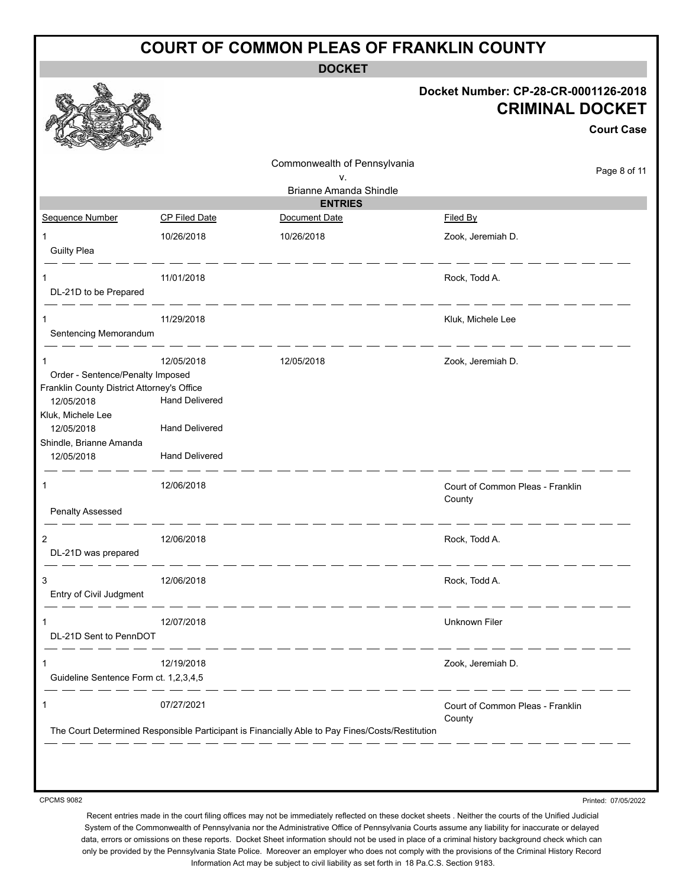# COURT OF COMMON PLEAS OF FRANKLIN COUNTY

**DOCKET**

**Docket Number: CP-28-CR-0001126-2018**

**CRIMINAL DOCKET**

**Court Case**

Commonwealth of Pennsylvania
v.
Brianne Amanda Shindle

**ENTRIES**

| Sequence Number | CP Filed Date | Document Date | Filed By |
|---|---|---|---|
| 1 Guilty Plea | 10/26/2018 | 10/26/2018 | Zook, Jeremiah D. |
| 1 DL-21D to be Prepared | 11/01/2018 | | Rock, Todd A. |
| 1 Sentencing Memorandum | 11/29/2018 | | Kluk, Michele Lee |
| 1 Order - Sentence/Penalty Imposed | 12/05/2018 | 12/05/2018 | Zook, Jeremiah D. |
| Franklin County District Attorney's Office 12/05/2018 | Hand Delivered | | |
| Kluk, Michele Lee 12/05/2018 | Hand Delivered | | |
| Shindle, Brianne Amanda 12/05/2018 | Hand Delivered | | |
| 1 Penalty Assessed | 12/06/2018 | | Court of Common Pleas - Franklin County |
| 2 DL-21D was prepared | 12/06/2018 | | Rock, Todd A. |
| 3 Entry of Civil Judgment | 12/06/2018 | | Rock, Todd A. |
| 1 DL-21D Sent to PennDOT | 12/07/2018 | | Unknown Filer |
| 1 Guideline Sentence Form ct. 1,2,3,4,5 | 12/19/2018 | | Zook, Jeremiah D. |
| 1 The Court Determined Responsible Participant is Financially Able to Pay Fines/Costs/Restitution | 07/27/2021 | | Court of Common Pleas - Franklin County |

CPCMS 9082

Printed: 07/05/2022

Recent entries made in the court filing offices may not be immediately reflected on these docket sheets . Neither the courts of the Unified Judicial System of the Commonwealth of Pennsylvania nor the Administrative Office of Pennsylvania Courts assume any liability for inaccurate or delayed data, errors or omissions on these reports. Docket Sheet information should not be used in place of a criminal history background check which can only be provided by the Pennsylvania State Police. Moreover an employer who does not comply with the provisions of the Criminal History Record Information Act may be subject to civil liability as set forth in 18 Pa.C.S. Section 9183.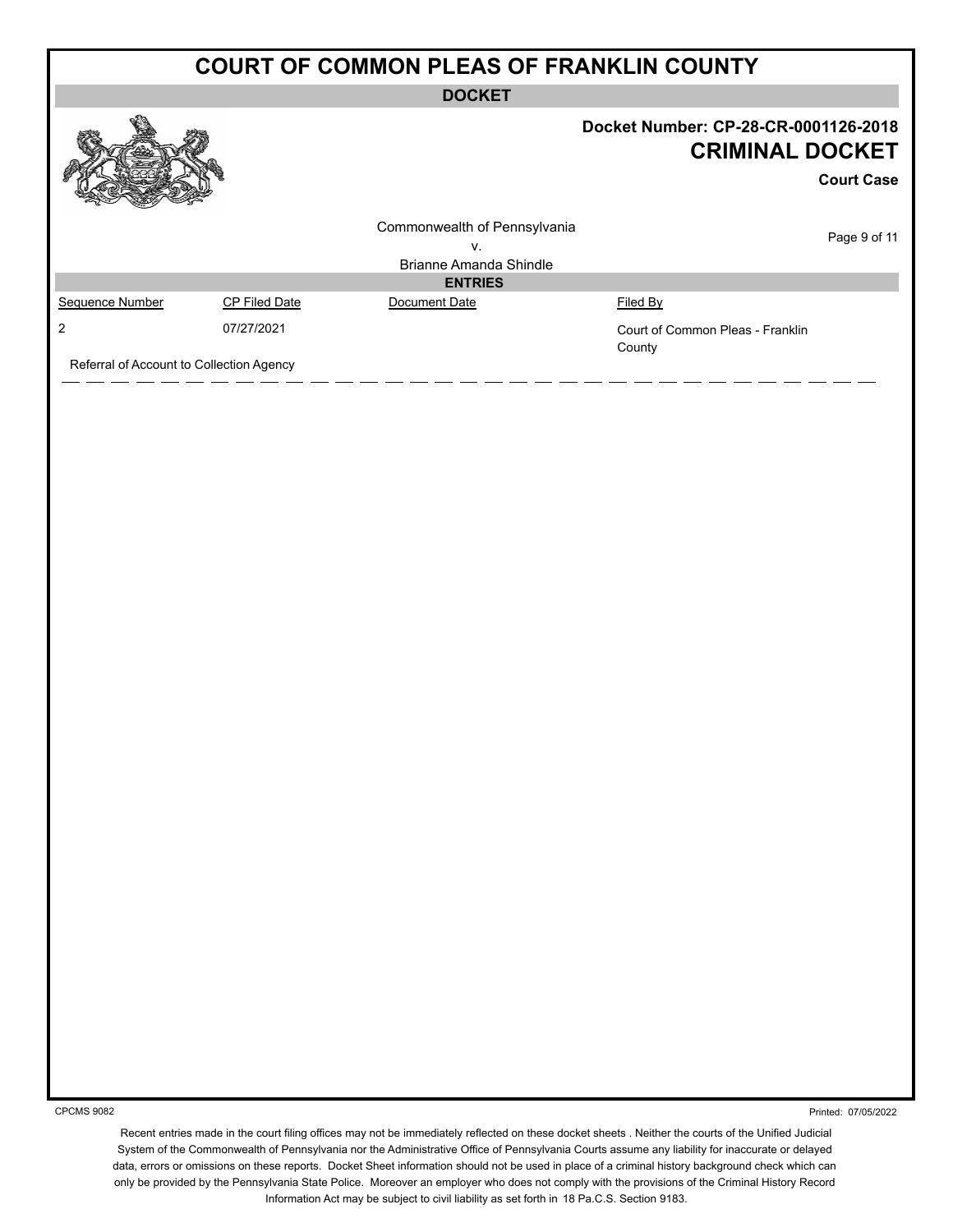# COURT OF COMMON PLEAS OF FRANKLIN COUNTY

**DOCKET**

**Docket Number: CP-28-CR-0001126-2018**

## CRIMINAL DOCKET

**Court Case**

Commonwealth of Pennsylvania
v.
Brianne Amanda Shindle

**ENTRIES**

| Sequence Number | CP Filed Date | Document Date | Filed By |
|---|---|---|---|
| 2 | 07/27/2021 | | Court of Common Pleas - Franklin County |

Referral of Account to Collection Agency

CPCMS 9082

Printed: 07/05/2022

Recent entries made in the court filing offices may not be immediately reflected on these docket sheets . Neither the courts of the Unified Judicial System of the Commonwealth of Pennsylvania nor the Administrative Office of Pennsylvania Courts assume any liability for inaccurate or delayed data, errors or omissions on these reports. Docket Sheet information should not be used in place of a criminal history background check which can only be provided by the Pennsylvania State Police. Moreover an employer who does not comply with the provisions of the Criminal History Record Information Act may be subject to civil liability as set forth in 18 Pa.C.S. Section 9183.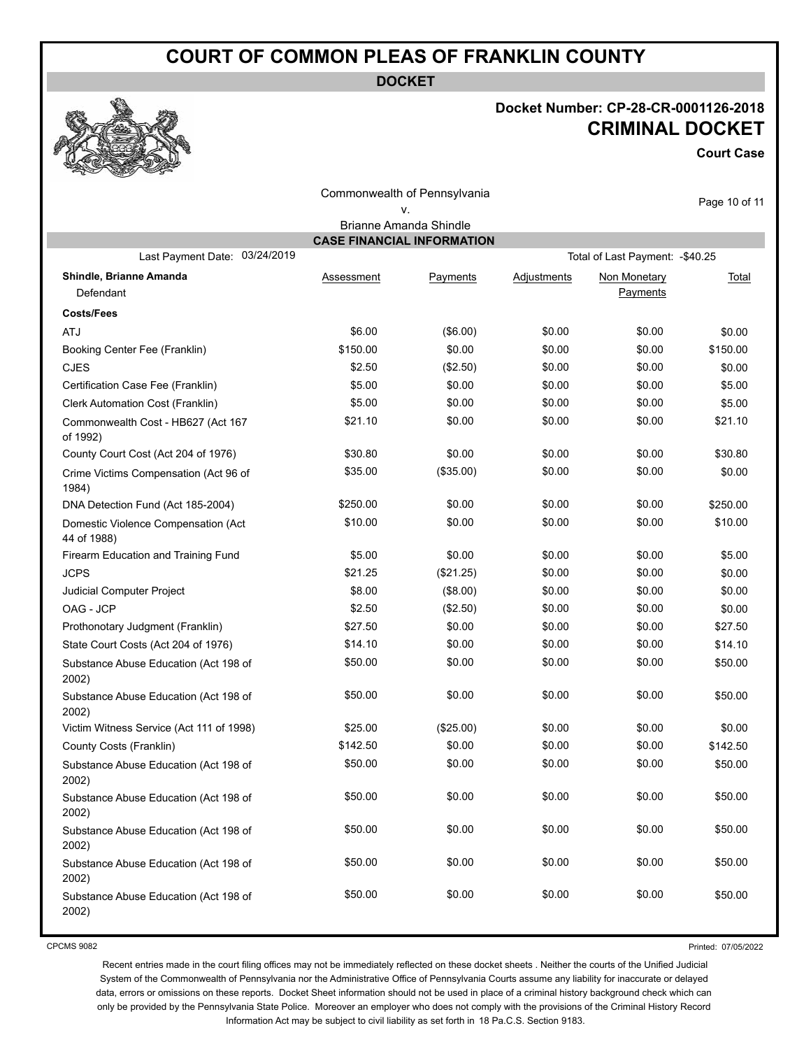# COURT OF COMMON PLEAS OF FRANKLIN COUNTY

**DOCKET**

**Docket Number: CP-28-CR-0001126-2018**

**CRIMINAL DOCKET**

**Court Case**

Commonwealth of Pennsylvania
v.
Brianne Amanda Shindle

## CASE FINANCIAL INFORMATION

Last Payment Date: 03/24/2019 | Total of Last Payment: -$40.25

| **Shindle, Brianne Amanda** Defendant | Assessment | Payments | Adjustments | Non Monetary Payments | Total |
|---|---|---|---|---|---|
| **Costs/Fees** | | | | | |
| ATJ | $6.00 | ($6.00) | $0.00 | $0.00 | $0.00 |
| Booking Center Fee (Franklin) | $150.00 | $0.00 | $0.00 | $0.00 | $150.00 |
| CJES | $2.50 | ($2.50) | $0.00 | $0.00 | $0.00 |
| Certification Case Fee (Franklin) | $5.00 | $0.00 | $0.00 | $0.00 | $5.00 |
| Clerk Automation Cost (Franklin) | $5.00 | $0.00 | $0.00 | $0.00 | $5.00 |
| Commonwealth Cost - HB627 (Act 167 of 1992) | $21.10 | $0.00 | $0.00 | $0.00 | $21.10 |
| County Court Cost (Act 204 of 1976) | $30.80 | $0.00 | $0.00 | $0.00 | $30.80 |
| Crime Victims Compensation (Act 96 of 1984) | $35.00 | ($35.00) | $0.00 | $0.00 | $0.00 |
| DNA Detection Fund (Act 185-2004) | $250.00 | $0.00 | $0.00 | $0.00 | $250.00 |
| Domestic Violence Compensation (Act 44 of 1988) | $10.00 | $0.00 | $0.00 | $0.00 | $10.00 |
| Firearm Education and Training Fund | $5.00 | $0.00 | $0.00 | $0.00 | $5.00 |
| JCPS | $21.25 | ($21.25) | $0.00 | $0.00 | $0.00 |
| Judicial Computer Project | $8.00 | ($8.00) | $0.00 | $0.00 | $0.00 |
| OAG - JCP | $2.50 | ($2.50) | $0.00 | $0.00 | $0.00 |
| Prothonotary Judgment (Franklin) | $27.50 | $0.00 | $0.00 | $0.00 | $27.50 |
| State Court Costs (Act 204 of 1976) | $14.10 | $0.00 | $0.00 | $0.00 | $14.10 |
| Substance Abuse Education (Act 198 of 2002) | $50.00 | $0.00 | $0.00 | $0.00 | $50.00 |
| Substance Abuse Education (Act 198 of 2002) | $50.00 | $0.00 | $0.00 | $0.00 | $50.00 |
| Victim Witness Service (Act 111 of 1998) | $25.00 | ($25.00) | $0.00 | $0.00 | $0.00 |
| County Costs (Franklin) | $142.50 | $0.00 | $0.00 | $0.00 | $142.50 |
| Substance Abuse Education (Act 198 of 2002) | $50.00 | $0.00 | $0.00 | $0.00 | $50.00 |
| Substance Abuse Education (Act 198 of 2002) | $50.00 | $0.00 | $0.00 | $0.00 | $50.00 |
| Substance Abuse Education (Act 198 of 2002) | $50.00 | $0.00 | $0.00 | $0.00 | $50.00 |
| Substance Abuse Education (Act 198 of 2002) | $50.00 | $0.00 | $0.00 | $0.00 | $50.00 |
| Substance Abuse Education (Act 198 of 2002) | $50.00 | $0.00 | $0.00 | $0.00 | $50.00 |

CPCMS 9082

Printed: 07/05/2022

Recent entries made in the court filing offices may not be immediately reflected on these docket sheets . Neither the courts of the Unified Judicial System of the Commonwealth of Pennsylvania nor the Administrative Office of Pennsylvania Courts assume any liability for inaccurate or delayed data, errors or omissions on these reports. Docket Sheet information should not be used in place of a criminal history background check which can only be provided by the Pennsylvania State Police. Moreover an employer who does not comply with the provisions of the Criminal History Record Information Act may be subject to civil liability as set forth in 18 Pa.C.S. Section 9183.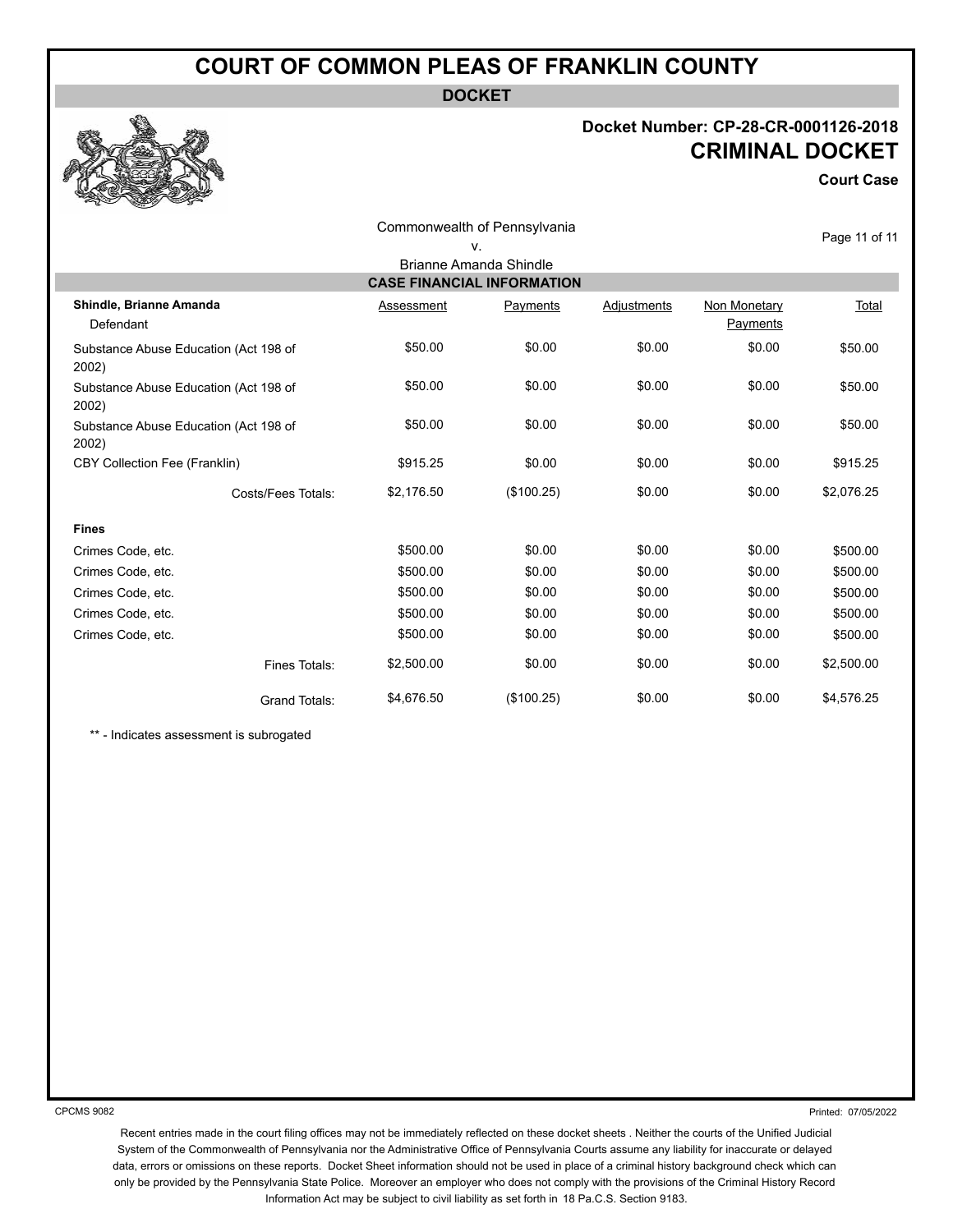# COURT OF COMMON PLEAS OF FRANKLIN COUNTY

**DOCKET**

**Docket Number: CP-28-CR-0001126-2018**

## CRIMINAL DOCKET

**Court Case**

Commonwealth of Pennsylvania
v.
Brianne Amanda Shindle

**CASE FINANCIAL INFORMATION**

| **Shindle, Brianne Amanda** Defendant | Assessment | Payments | Adjustments | Non Monetary Payments | Total |
|---|---|---|---|---|---|
| Substance Abuse Education (Act 198 of 2002) | $50.00 | $0.00 | $0.00 | $0.00 | $50.00 |
| Substance Abuse Education (Act 198 of 2002) | $50.00 | $0.00 | $0.00 | $0.00 | $50.00 |
| Substance Abuse Education (Act 198 of 2002) | $50.00 | $0.00 | $0.00 | $0.00 | $50.00 |
| CBY Collection Fee (Franklin) | $915.25 | $0.00 | $0.00 | $0.00 | $915.25 |
| Costs/Fees Totals: | $2,176.50 | ($100.25) | $0.00 | $0.00 | $2,076.25 |
| **Fines** | | | | | |
| Crimes Code, etc. | $500.00 | $0.00 | $0.00 | $0.00 | $500.00 |
| Crimes Code, etc. | $500.00 | $0.00 | $0.00 | $0.00 | $500.00 |
| Crimes Code, etc. | $500.00 | $0.00 | $0.00 | $0.00 | $500.00 |
| Crimes Code, etc. | $500.00 | $0.00 | $0.00 | $0.00 | $500.00 |
| Crimes Code, etc. | $500.00 | $0.00 | $0.00 | $0.00 | $500.00 |
| Fines Totals: | $2,500.00 | $0.00 | $0.00 | $0.00 | $2,500.00 |
| Grand Totals: | $4,676.50 | ($100.25) | $0.00 | $0.00 | $4,576.25 |

** - Indicates assessment is subrogated

CPCMS 9082

Printed: 07/05/2022

Recent entries made in the court filing offices may not be immediately reflected on these docket sheets . Neither the courts of the Unified Judicial System of the Commonwealth of Pennsylvania nor the Administrative Office of Pennsylvania Courts assume any liability for inaccurate or delayed data, errors or omissions on these reports. Docket Sheet information should not be used in place of a criminal history background check which can only be provided by the Pennsylvania State Police. Moreover an employer who does not comply with the provisions of the Criminal History Record Information Act may be subject to civil liability as set forth in 18 Pa.C.S. Section 9183.